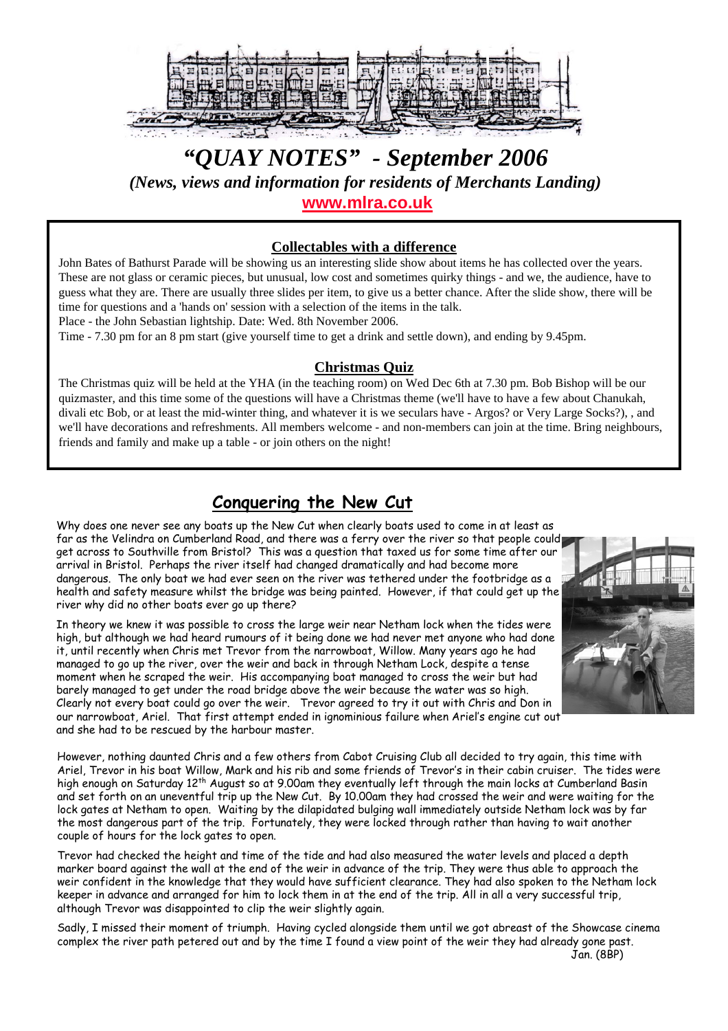# *"QUAY NOTES" - September 2006*

*(News, views and information for residents of Merchants Landing)*

**www.mlra.co.uk**

## Collectables with a difference

John Bates of Bathurst Parade will be showing us an interesting slide show about items he has collected over the years. These are not glass or ceramic pieces, but unusual, low cost and sometimes quirky things - and we, the audience, have to guess what they are. There are usually three slides per item, to give us a better chance. After the slide show, there will be time for questions and a 'hands on' session with a selection of the items in the talk.

Place - the John Sebastian lightship. Date: Wed. 8th November 2006.

Time - 7.30 pm for an 8 pm start (give yourself time to get a drink and settle down), and ending by 9.45pm.

## Christmas Quiz

The Christmas quiz will be held at the YHA (in the teaching room) on Wed Dec 6th at 7.30 pm. Bob Bishop will be our quizmaster, and this time some of the questions will have a Christmas theme (we'll have to have a few about Chanukah, divali etc Bob, or at least the mid-winter thing, and whatever it is we seculars have - Argos? or Very Large Socks?), , and we'll have decorations and refreshments. All members welcome - and non-members can join at the time. Bring neighbours, friends and family and make up a table - or join others on the night!

## Conquering the New Cut

Why does one never see any boats up the New Cut when clearly boats used to come in at least as far as the Velindra on Cumberland Road, and there was a ferry over the river so that people could get across to Southville from Bristol? This was a question that taxed us for some time after our arrival in Bristol. Perhaps the river itself had changed dramatically and had become more dangerous. The only boat we had ever seen on the river was tethered under the footbridge as a health and safety measure whilst the bridge was being painted. However, if that could get up the river why did no other boats ever go up there?

In theory we knew it was possible to cross the large weir near Netham lock when the tides were high, but although we had heard rumours of it being done we had never met anyone who had done it, until recently when Chris met Trevor from the narrowboat, Willow. Many years ago he had managed to go up the river, over the weir and back in through Netham Lock, despite a tense moment when he scraped the weir. His accompanying boat managed to cross the weir but had barely managed to get under the road bridge above the weir because the water was so high. Clearly not every boat could go over the weir. Trevor agreed to try it out with Chris and Don in our narrowboat, Ariel. That first attempt ended in ignominious failure when Ariel's engine cut out and she had to be rescued by the harbour master.

However, nothing daunted Chris and a few others from Cabot Cruising Club all decided to try again, this time with Ariel, Trevor in his boat Willow, Mark and his rib and some friends of Trevor's in their cabin cruiser. The tides were high enough on Saturday 12th August so at 9.00am they eventually left through the main locks at Cumberland Basin and set forth on an uneventful trip up the New Cut. By 10.00am they had crossed the weir and were waiting for the lock gates at Netham to open. Waiting by the dilapidated bulging wall immediately outside Netham lock was by far the most dangerous part of the trip. Fortunately, they were locked through rather than having to wait another couple of hours for the lock gates to open.

Trevor had checked the height and time of the tide and had also measured the water levels and placed a depth marker board against the wall at the end of the weir in advance of the trip. They were thus able to approach the weir confident in the knowledge that they would have sufficient clearance. They had also spoken to the Netham lock keeper in advance and arranged for him to lock them in at the end of the trip. All in all a very successful trip, although Trevor was disappointed to clip the weir slightly again.

Sadly, I missed their moment of triumph. Having cycled alongside them until we got abreast of the Showcase cinema complex the river path petered out and by the time I found a view point of the weir they had already gone past.

Jan. (8BP)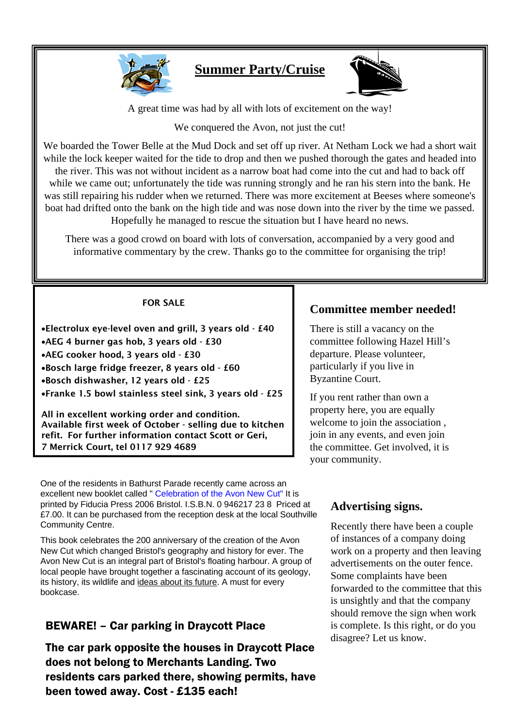## Summer Party/Cruise

A great time was had by all with lots of excitement on the way!

We conquered the Avon, not just the cut!

We boarded the Tower Belle at the Mud Dock and set off up river. At Netham Lock we had a short wait while the lock keeper waited for the tide to drop and then we pushed thorough the gates and headed into the river. This was not without incident as a narrow boat had come into the cut and had to back off while we came out; unfortunately the tide was running strongly and he ran his stern into the bank. He was still repairing his rudder when we returned. There was more excitement at Beeses where someone's boat had drifted onto the bank on the high tide and was nose down into the river by the time we passed. Hopefully he managed to rescue the situation but I have heard no news.

There was a good crowd on board with lots of conversation, accompanied by a very good and informative commentary by the crew. Thanks go to the committee for organising the trip!

**FOR SALE**

- **Electrolux eye-level oven and grill, 3 years old - £40**
- **AEG 4 burner gas hob, 3 years old - £30**
- **AEG cooker hood, 3 years old - £30**
- **Bosch large fridge freezer, 8 years old - £60**
- **Bosch dishwasher, 12 years old - £25**
- **Franke 1.5 bowl stainless steel sink, 3 years old - £25**

**All in excellent working order and condition. Available first week of October - selling due to kitchen refit. For further information contact Scott or Geri, 7 Merrick Court, tel 0117 929 4689**

### Committee member needed!

There is still a vacancy on the committee following Hazel Hill's departure. Please volunteer, particularly if you live in Byzantine Court.

If you rent rather than own a property here, you are equally welcome to join the association , join in any events, and even join the committee. Get involved, it is your community.

One of the residents in Bathurst Parade recently came across an excellent new booklet called " Celebration of the Avon New Cut" It is printed by Fiducia Press 2006 Bristol. I.S.B.N. 0 946217 23 8 Priced at £7.00. It can be purchased from the reception desk at the local Southville Community Centre.

This book celebrates the 200 anniversary of the creation of the Avon New Cut which changed Bristol's geography and history for ever. The Avon New Cut is an integral part of Bristol's floating harbour. A group of local people have brought together a fascinating account of its geology, its history, its wildlife and ideas about its future. A must for every bookcase.

### Advertising signs.

Recently there have been a couple of instances of a company doing work on a property and then leaving advertisements on the outer fence. Some complaints have been forwarded to the committee that this is unsightly and that the company should remove the sign when work is complete. Is this right, or do you disagree? Let us know.

### BEWARE! – Car parking in Draycott Place

**The car park opposite the houses in Draycott Place does not belong to Merchants Landing. Two residents cars parked there, showing permits, have been towed away. Cost - £135 each!**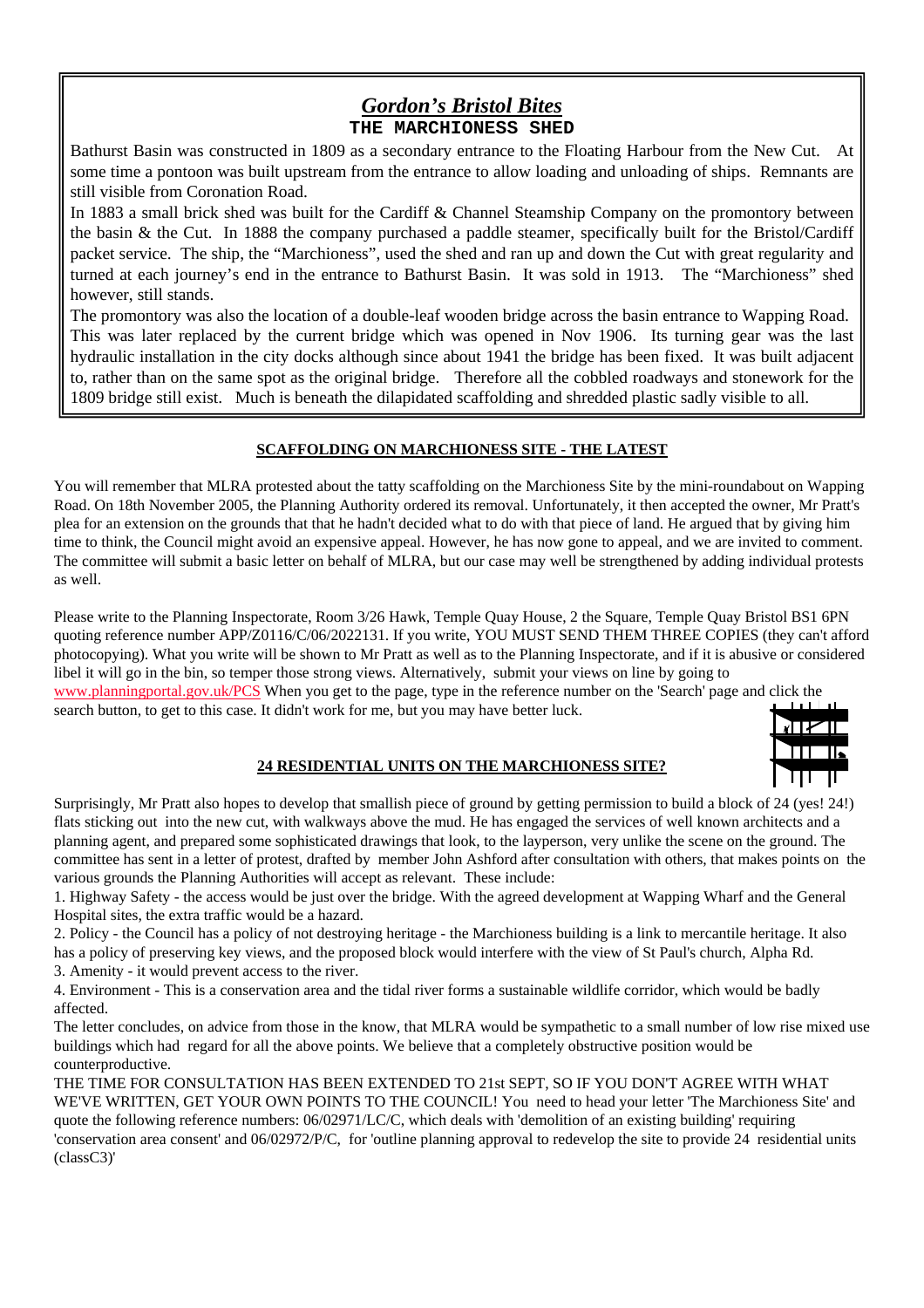## *Gordon's Bristol Bites*

### THE MARCHIONESS SHED

Bathurst Basin was constructed in 1809 as a secondary entrance to the Floating Harbour from the New Cut. At some time a pontoon was built upstream from the entrance to allow loading and unloading of ships. Remnants are still visible from Coronation Road.

In 1883 a small brick shed was built for the Cardiff & Channel Steamship Company on the promontory between the basin & the Cut. In 1888 the company purchased a paddle steamer, specifically built for the Bristol/Cardiff packet service. The ship, the "Marchioness", used the shed and ran up and down the Cut with great regularity and turned at each journey's end in the entrance to Bathurst Basin. It was sold in 1913. The "Marchioness" shed however, still stands.

The promontory was also the location of a double-leaf wooden bridge across the basin entrance to Wapping Road. This was later replaced by the current bridge which was opened in Nov 1906. Its turning gear was the last hydraulic installation in the city docks although since about 1941 the bridge has been fixed. It was built adjacent to, rather than on the same spot as the original bridge. Therefore all the cobbled roadways and stonework for the 1809 bridge still exist. Much is beneath the dilapidated scaffolding and shredded plastic sadly visible to all.

### SCAFFOLDING ON MARCHIONESS SITE - THE LATEST

You will remember that MLRA protested about the tatty scaffolding on the Marchioness Site by the mini-roundabout on Wapping Road. On 18th November 2005, the Planning Authority ordered its removal. Unfortunately, it then accepted the owner, Mr Pratt's plea for an extension on the grounds that that he hadn't decided what to do with that piece of land. He argued that by giving him time to think, the Council might avoid an expensive appeal. However, he has now gone to appeal, and we are invited to comment. The committee will submit a basic letter on behalf of MLRA, but our case may well be strengthened by adding individual protests as well.

Please write to the Planning Inspectorate, Room 3/26 Hawk, Temple Quay House, 2 the Square, Temple Quay Bristol BS1 6PN quoting reference number APP/Z0116/C/06/2022131. If you write, YOU MUST SEND THEM THREE COPIES (they can't afford photocopying). What you write will be shown to Mr Pratt as well as to the Planning Inspectorate, and if it is abusive or considered libel it will go in the bin, so temper those strong views. Alternatively, submit your views on line by going to www.planningportal.gov.uk/PCS When you get to the page, type in the reference number on the 'Search' page and click the search button, to get to this case. It didn't work for me, but you may have better luck.

### 24 RESIDENTIAL UNITS ON THE MARCHIONESS SITE?

Surprisingly, Mr Pratt also hopes to develop that smallish piece of ground by getting permission to build a block of 24 (yes! 24!) flats sticking out into the new cut, with walkways above the mud. He has engaged the services of well known architects and a planning agent, and prepared some sophisticated drawings that look, to the layperson, very unlike the scene on the ground. The committee has sent in a letter of protest, drafted by member John Ashford after consultation with others, that makes points on the various grounds the Planning Authorities will accept as relevant. These include:

1. Highway Safety - the access would be just over the bridge. With the agreed development at Wapping Wharf and the General Hospital sites, the extra traffic would be a hazard.
2. Policy - the Council has a policy of not destroying heritage - the Marchioness building is a link to mercantile heritage. It also has a policy of preserving key views, and the proposed block would interfere with the view of St Paul's church, Alpha Rd.
3. Amenity - it would prevent access to the river.
4. Environment - This is a conservation area and the tidal river forms a sustainable wildlife corridor, which would be badly affected.

The letter concludes, on advice from those in the know, that MLRA would be sympathetic to a small number of low rise mixed use buildings which had regard for all the above points. We believe that a completely obstructive position would be counterproductive.

THE TIME FOR CONSULTATION HAS BEEN EXTENDED TO 21st SEPT, SO IF YOU DON'T AGREE WITH WHAT WE'VE WRITTEN, GET YOUR OWN POINTS TO THE COUNCIL! You need to head your letter 'The Marchioness Site' and quote the following reference numbers: 06/02971/LC/C, which deals with 'demolition of an existing building' requiring 'conservation area consent' and 06/02972/P/C, for 'outline planning approval to redevelop the site to provide 24 residential units (classC3)'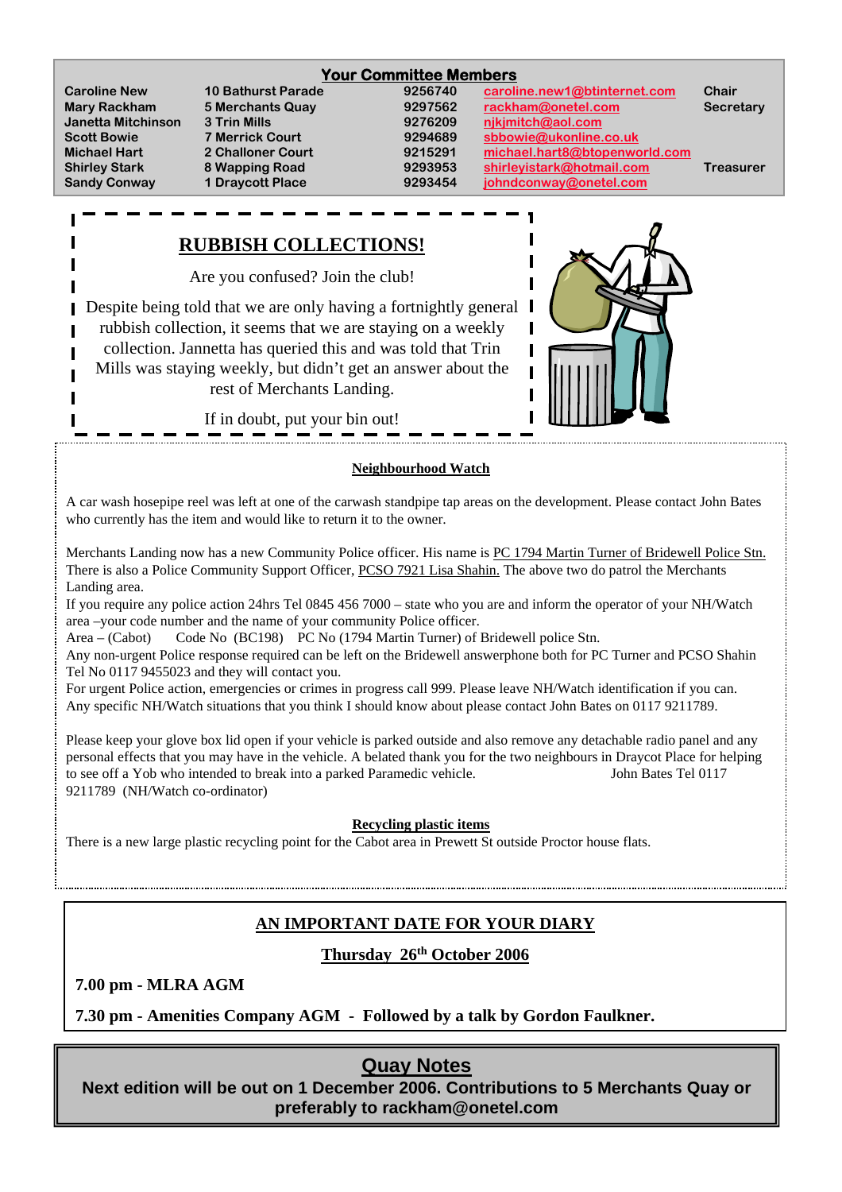## Your Committee Members

| | | | | |
|---|---|---|---|---|
| Caroline New | 10 Bathurst Parade | 9256740 | caroline.new1@btinternet.com | Chair |
| Mary Rackham | 5 Merchants Quay | 9297562 | rackham@onetel.com | Secretary |
| Janetta Mitchinson | 3 Trin Mills | 9276209 | njkjmitch@aol.com | |
| Scott Bowie | 7 Merrick Court | 9294689 | sbbowie@ukonline.co.uk | |
| Michael Hart | 2 Challoner Court | 9215291 | michael.hart8@btopenworld.com | |
| Shirley Stark | 8 Wapping Road | 9293953 | shirleyistark@hotmail.com | Treasurer |
| Sandy Conway | 1 Draycott Place | 9293454 | johndconway@onetel.com | |

## RUBBISH COLLECTIONS!

Are you confused? Join the club!

Despite being told that we are only having a fortnightly general rubbish collection, it seems that we are staying on a weekly collection. Jannetta has queried this and was told that Trin Mills was staying weekly, but didn't get an answer about the rest of Merchants Landing.

If in doubt, put your bin out!

### Neighbourhood Watch

A car wash hosepipe reel was left at one of the carwash standpipe tap areas on the development. Please contact John Bates who currently has the item and would like to return it to the owner.

Merchants Landing now has a new Community Police officer. His name is PC 1794 Martin Turner of Bridewell Police Stn. There is also a Police Community Support Officer, PCSO 7921 Lisa Shahin. The above two do patrol the Merchants Landing area.

If you require any police action 24hrs Tel 0845 456 7000 – state who you are and inform the operator of your NH/Watch area –your code number and the name of your community Police officer.

Area – (Cabot)    Code No (BC198)   PC No (1794 Martin Turner) of Bridewell police Stn.

Any non-urgent Police response required can be left on the Bridewell answerphone both for PC Turner and PCSO Shahin Tel No 0117 9455023 and they will contact you.

For urgent Police action, emergencies or crimes in progress call 999. Please leave NH/Watch identification if you can.

Any specific NH/Watch situations that you think I should know about please contact John Bates on 0117 9211789.

Please keep your glove box lid open if your vehicle is parked outside and also remove any detachable radio panel and any personal effects that you may have in the vehicle. A belated thank you for the two neighbours in Draycot Place for helping to see off a Yob who intended to break into a parked Paramedic vehicle. John Bates Tel 0117 9211789 (NH/Watch co-ordinator)

### Recycling plastic items

There is a new large plastic recycling point for the Cabot area in Prewett St outside Proctor house flats.

## AN IMPORTANT DATE FOR YOUR DIARY

**Thursday 26th October 2006**

**7.00 pm - MLRA AGM**

**7.30 pm - Amenities Company AGM - Followed by a talk by Gordon Faulkner.**

## Quay Notes

**Next edition will be out on 1 December 2006. Contributions to 5 Merchants Quay or preferably to rackham@onetel.com**